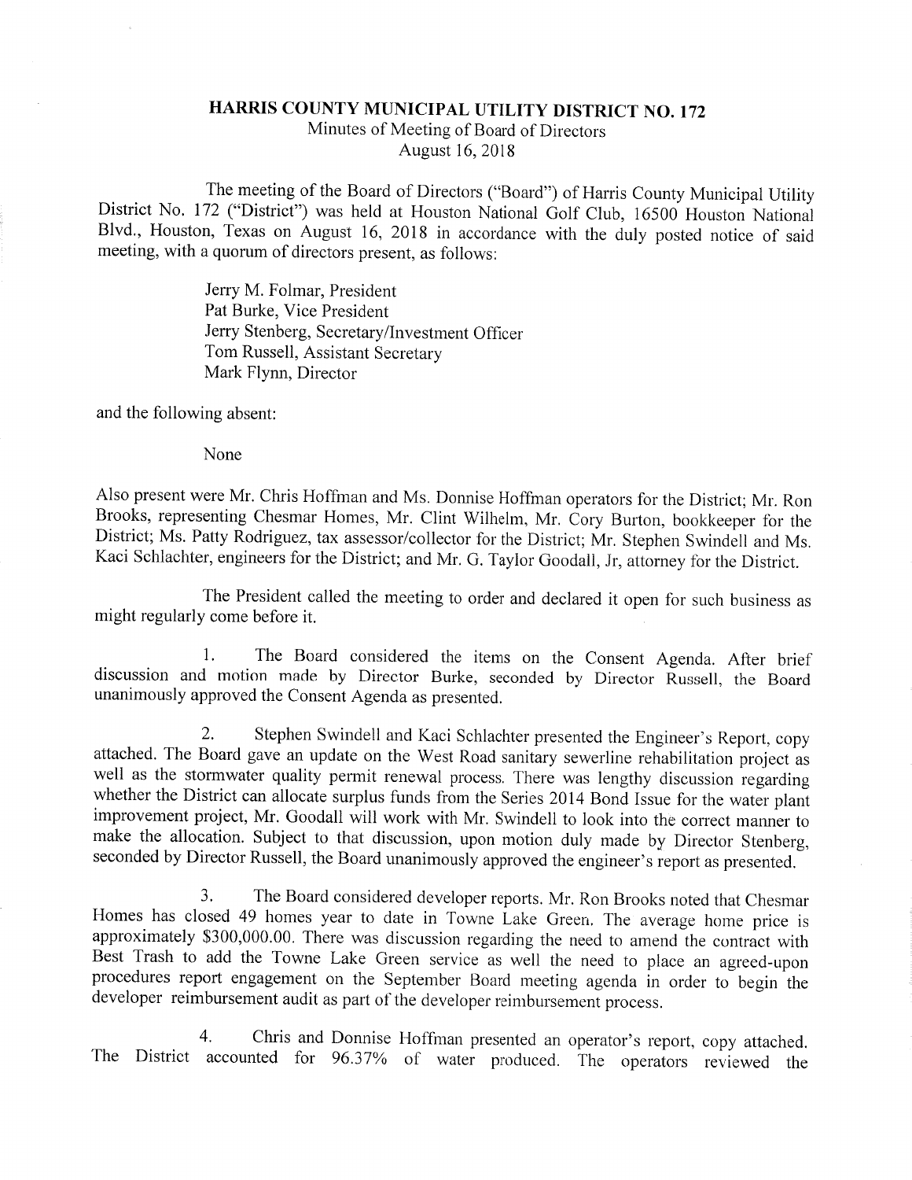**HARRIS COUNTY MUNICIPAL UTILITY DISTRICT NO. 172**
Minutes of Meeting of Board of Directors
August 16, 2018

The meeting of the Board of Directors ("Board") of Harris County Municipal Utility District No. 172 ("District") was held at Houston National Golf Club, 16500 Houston National Blvd., Houston, Texas on August 16, 2018 in accordance with the duly posted notice of said meeting, with a quorum of directors present, as follows:

Jerry M. Folmar, President
Pat Burke, Vice President
Jerry Stenberg, Secretary/Investment Officer
Tom Russell, Assistant Secretary
Mark Flynn, Director

and the following absent:

None

Also present were Mr. Chris Hoffman and Ms. Donnise Hoffman operators for the District; Mr. Ron Brooks, representing Chesmar Homes, Mr. Clint Wilhelm, Mr. Cory Burton, bookkeeper for the District; Ms. Patty Rodriguez, tax assessor/collector for the District; Mr. Stephen Swindell and Ms. Kaci Schlachter, engineers for the District; and Mr. G. Taylor Goodall, Jr, attorney for the District.

The President called the meeting to order and declared it open for such business as might regularly come before it.

1. The Board considered the items on the Consent Agenda. After brief discussion and motion made by Director Burke, seconded by Director Russell, the Board unanimously approved the Consent Agenda as presented.

2. Stephen Swindell and Kaci Schlachter presented the Engineer's Report, copy attached. The Board gave an update on the West Road sanitary sewerline rehabilitation project as well as the stormwater quality permit renewal process. There was lengthy discussion regarding whether the District can allocate surplus funds from the Series 2014 Bond Issue for the water plant improvement project, Mr. Goodall will work with Mr. Swindell to look into the correct manner to make the allocation. Subject to that discussion, upon motion duly made by Director Stenberg, seconded by Director Russell, the Board unanimously approved the engineer's report as presented.

3. The Board considered developer reports. Mr. Ron Brooks noted that Chesmar Homes has closed 49 homes year to date in Towne Lake Green. The average home price is approximately $300,000.00. There was discussion regarding the need to amend the contract with Best Trash to add the Towne Lake Green service as well the need to place an agreed-upon procedures report engagement on the September Board meeting agenda in order to begin the developer reimbursement audit as part of the developer reimbursement process.

4. Chris and Donnise Hoffman presented an operator's report, copy attached. The District accounted for 96.37% of water produced. The operators reviewed the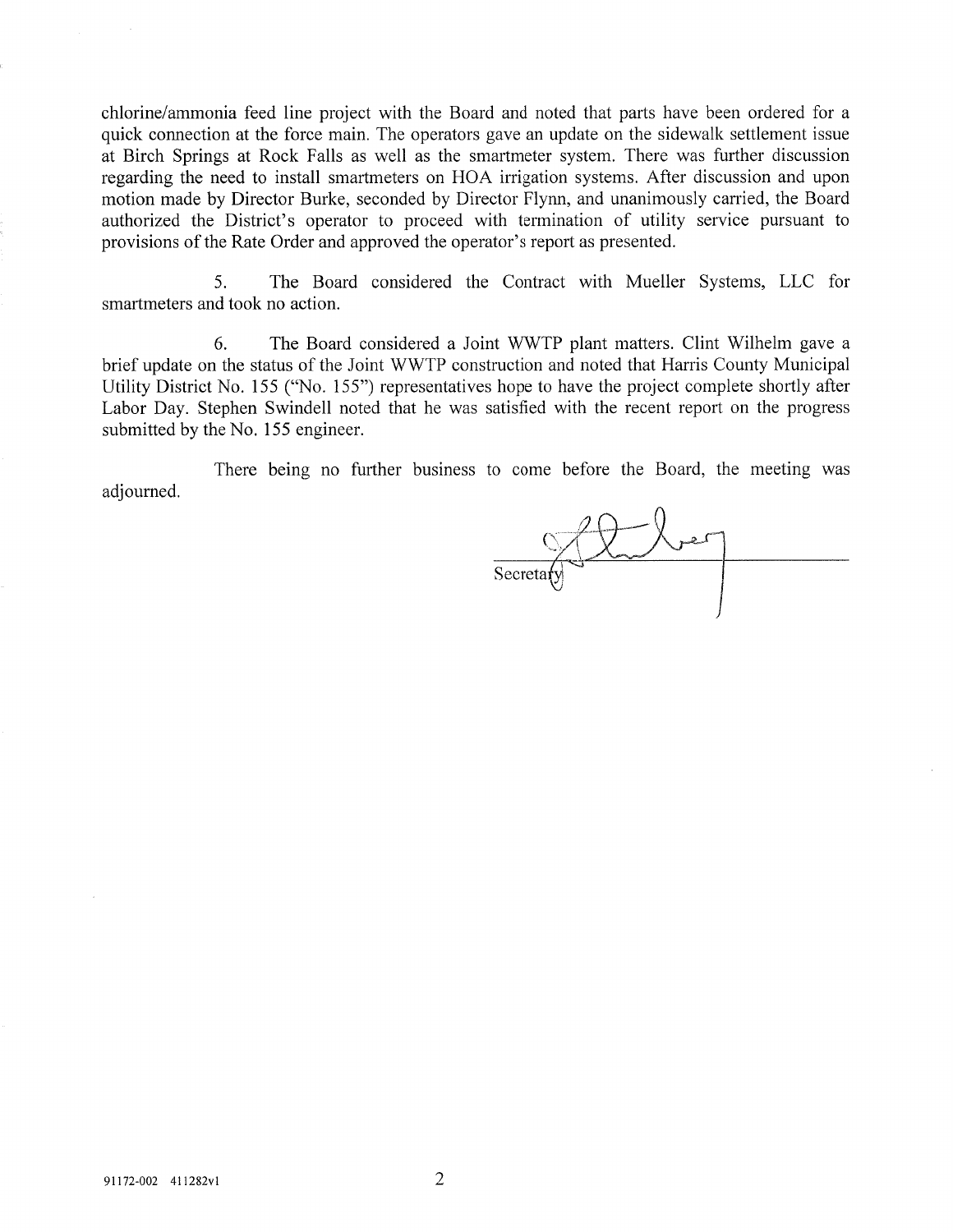chlorine/ammonia feed line project with the Board and noted that parts have been ordered for a quick connection at the force main. The operators gave an update on the sidewalk settlement issue at Birch Springs at Rock Falls as well as the smartmeter system. There was further discussion regarding the need to install smartmeters on HOA irrigation systems. After discussion and upon motion made by Director Burke, seconded by Director Flynn, and unanimously carried, the Board authorized the District's operator to proceed with termination of utility service pursuant to provisions of the Rate Order and approved the operator's report as presented.

5. The Board considered the Contract with Mueller Systems, LLC for smartmeters and took no action.

6. The Board considered a Joint WWTP plant matters. Clint Wilhelm gave a brief update on the status of the Joint WWTP construction and noted that Harris County Municipal Utility District No. 155 ("No. 155") representatives hope to have the project complete shortly after Labor Day. Stephen Swindell noted that he was satisfied with the recent report on the progress submitted by the No. 155 engineer.

There being no further business to come before the Board, the meeting was adjourned.

Secretary

91172-002 411282v1